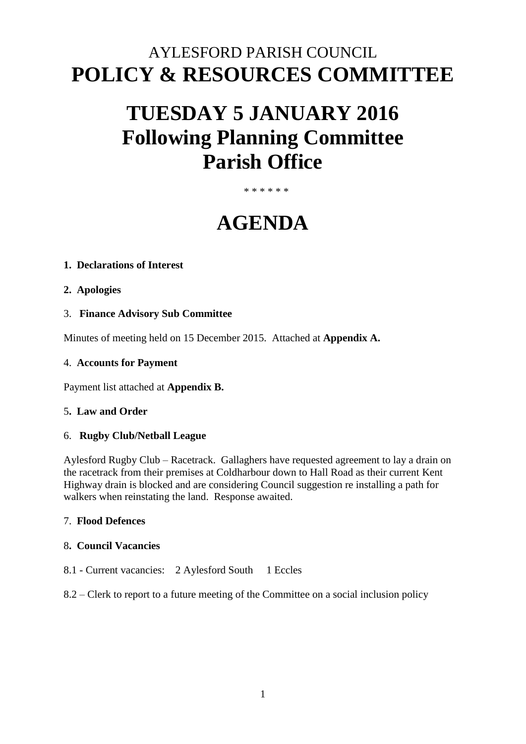# AYLESFORD PARISH COUNCIL
# **POLICY & RESOURCES COMMITTEE**

# **TUESDAY 5 JANUARY 2016**
# **Following Planning Committee**
# **Parish Office**

\* \* \* \* \* \*

# **AGENDA**

**1. Declarations of Interest**

**2. Apologies**

3. **Finance Advisory Sub Committee**

Minutes of meeting held on 15 December 2015. Attached at **Appendix A.**

4. **Accounts for Payment**

Payment list attached at **Appendix B.**

5**. Law and Order**

6. **Rugby Club/Netball League**

Aylesford Rugby Club – Racetrack. Gallaghers have requested agreement to lay a drain on the racetrack from their premises at Coldharbour down to Hall Road as their current Kent Highway drain is blocked and are considering Council suggestion re installing a path for walkers when reinstating the land. Response awaited.

7. **Flood Defences**

8**. Council Vacancies**

8.1 - Current vacancies: 2 Aylesford South 1 Eccles

8.2 – Clerk to report to a future meeting of the Committee on a social inclusion policy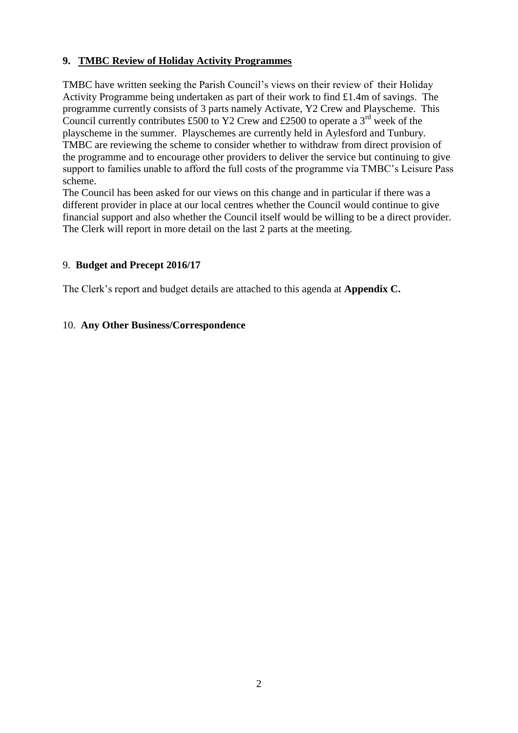## 9. TMBC Review of Holiday Activity Programmes

TMBC have written seeking the Parish Council's views on their review of their Holiday Activity Programme being undertaken as part of their work to find £1.4m of savings. The programme currently consists of 3 parts namely Activate, Y2 Crew and Playscheme. This Council currently contributes £500 to Y2 Crew and £2500 to operate a 3rd week of the playscheme in the summer. Playschemes are currently held in Aylesford and Tunbury. TMBC are reviewing the scheme to consider whether to withdraw from direct provision of the programme and to encourage other providers to deliver the service but continuing to give support to families unable to afford the full costs of the programme via TMBC's Leisure Pass scheme.

The Council has been asked for our views on this change and in particular if there was a different provider in place at our local centres whether the Council would continue to give financial support and also whether the Council itself would be willing to be a direct provider. The Clerk will report in more detail on the last 2 parts at the meeting.

## 9. Budget and Precept 2016/17

The Clerk's report and budget details are attached to this agenda at **Appendix C.**

## 10. Any Other Business/Correspondence